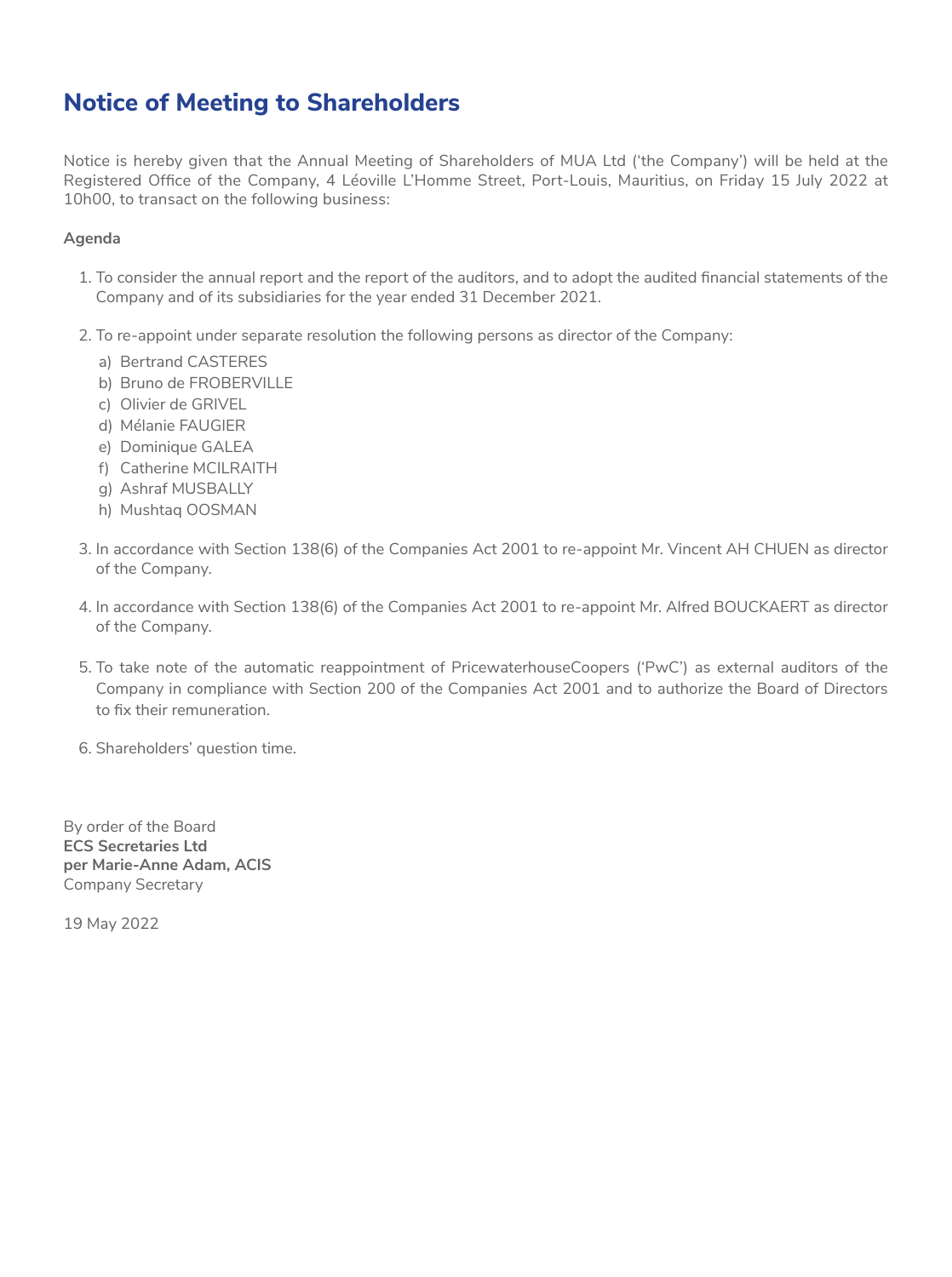# Notice of Meeting to Shareholders

Notice is hereby given that the Annual Meeting of Shareholders of MUA Ltd ('the Company') will be held at the Registered Office of the Company, 4 Léoville L'Homme Street, Port-Louis, Mauritius, on Friday 15 July 2022 at 10h00, to transact on the following business:

**Agenda**

1. To consider the annual report and the report of the auditors, and to adopt the audited financial statements of the Company and of its subsidiaries for the year ended 31 December 2021.

2. To re-appoint under separate resolution the following persons as director of the Company:
   a) Bertrand CASTERES
   b) Bruno de FROBERVILLE
   c) Olivier de GRIVEL
   d) Mélanie FAUGIER
   e) Dominique GALEA
   f) Catherine MCILRAITH
   g) Ashraf MUSBALLY
   h) Mushtaq OOSMAN

3. In accordance with Section 138(6) of the Companies Act 2001 to re-appoint Mr. Vincent AH CHUEN as director of the Company.

4. In accordance with Section 138(6) of the Companies Act 2001 to re-appoint Mr. Alfred BOUCKAERT as director of the Company.

5. To take note of the automatic reappointment of PricewaterhouseCoopers ('PwC') as external auditors of the Company in compliance with Section 200 of the Companies Act 2001 and to authorize the Board of Directors to fix their remuneration.

6. Shareholders' question time.

By order of the Board
**ECS Secretaries Ltd**
**per Marie-Anne Adam, ACIS**
Company Secretary

19 May 2022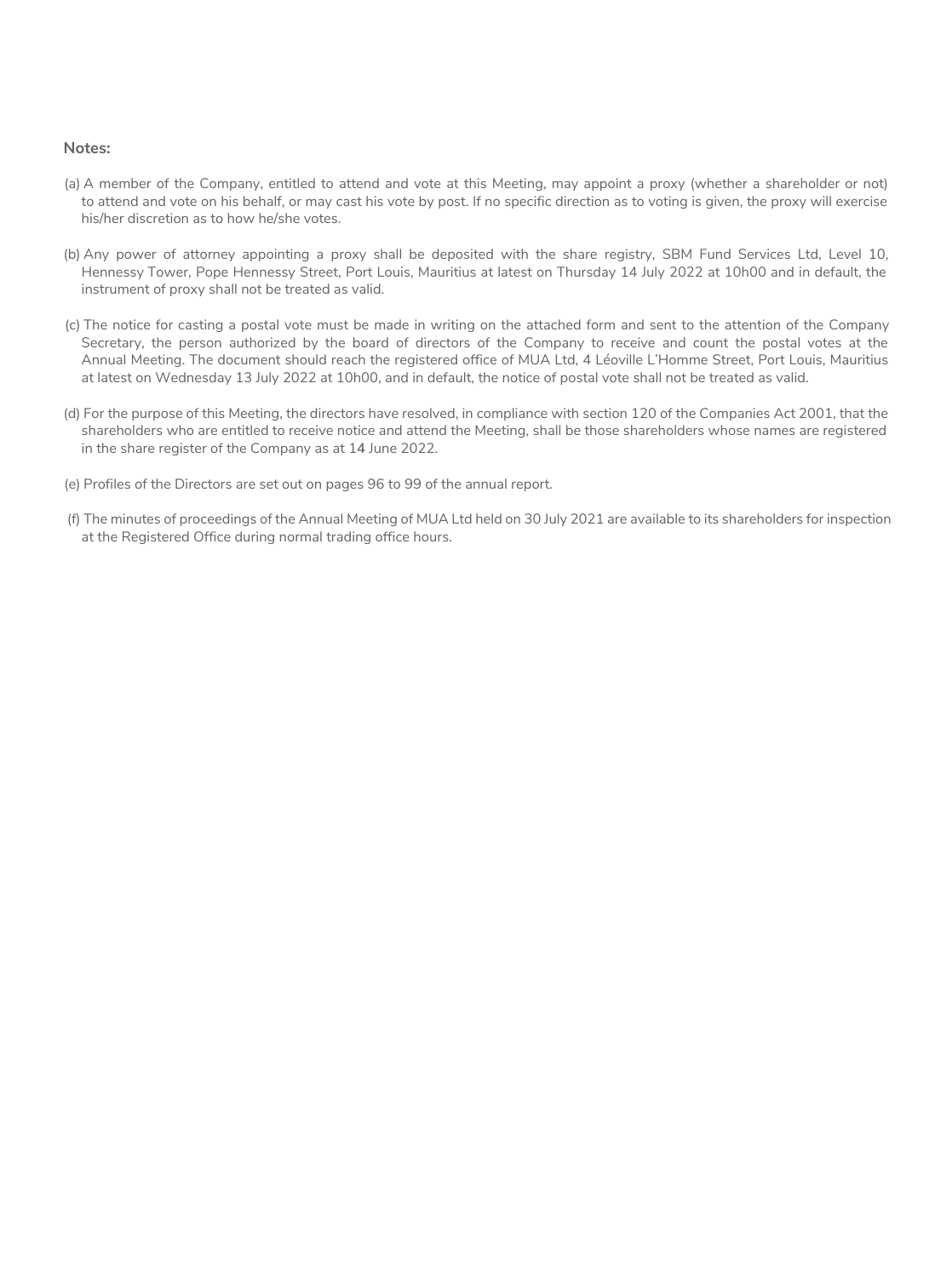**Notes:**

(a) A member of the Company, entitled to attend and vote at this Meeting, may appoint a proxy (whether a shareholder or not) to attend and vote on his behalf, or may cast his vote by post. If no specific direction as to voting is given, the proxy will exercise his/her discretion as to how he/she votes.

(b) Any power of attorney appointing a proxy shall be deposited with the share registry, SBM Fund Services Ltd, Level 10, Hennessy Tower, Pope Hennessy Street, Port Louis, Mauritius at latest on Thursday 14 July 2022 at 10h00 and in default, the instrument of proxy shall not be treated as valid.

(c) The notice for casting a postal vote must be made in writing on the attached form and sent to the attention of the Company Secretary, the person authorized by the board of directors of the Company to receive and count the postal votes at the Annual Meeting. The document should reach the registered office of MUA Ltd, 4 Léoville L'Homme Street, Port Louis, Mauritius at latest on Wednesday 13 July 2022 at 10h00, and in default, the notice of postal vote shall not be treated as valid.

(d) For the purpose of this Meeting, the directors have resolved, in compliance with section 120 of the Companies Act 2001, that the shareholders who are entitled to receive notice and attend the Meeting, shall be those shareholders whose names are registered in the share register of the Company as at 14 June 2022.

(e) Profiles of the Directors are set out on pages 96 to 99 of the annual report.

(f) The minutes of proceedings of the Annual Meeting of MUA Ltd held on 30 July 2021 are available to its shareholders for inspection at the Registered Office during normal trading office hours.